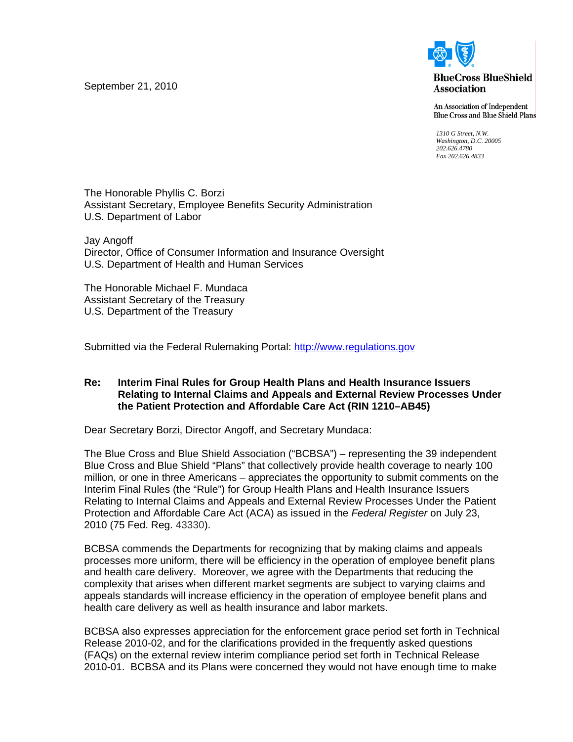September 21, 2010

**BlueCross BlueShield Association**

An Association of Independent Blue Cross and Blue Shield Plans

*1310 G Street, N.W.*
*Washington, D.C. 20005*
*202.626.4780*
*Fax 202.626.4833*

The Honorable Phyllis C. Borzi
Assistant Secretary, Employee Benefits Security Administration
U.S. Department of Labor

Jay Angoff
Director, Office of Consumer Information and Insurance Oversight
U.S. Department of Health and Human Services

The Honorable Michael F. Mundaca
Assistant Secretary of the Treasury
U.S. Department of the Treasury

Submitted via the Federal Rulemaking Portal: http://www.regulations.gov

**Re: Interim Final Rules for Group Health Plans and Health Insurance Issuers Relating to Internal Claims and Appeals and External Review Processes Under the Patient Protection and Affordable Care Act (RIN 1210–AB45)**

Dear Secretary Borzi, Director Angoff, and Secretary Mundaca:

The Blue Cross and Blue Shield Association ("BCBSA") – representing the 39 independent Blue Cross and Blue Shield "Plans" that collectively provide health coverage to nearly 100 million, or one in three Americans – appreciates the opportunity to submit comments on the Interim Final Rules (the "Rule") for Group Health Plans and Health Insurance Issuers Relating to Internal Claims and Appeals and External Review Processes Under the Patient Protection and Affordable Care Act (ACA) as issued in the *Federal Register* on July 23, 2010 (75 Fed. Reg. 43330).

BCBSA commends the Departments for recognizing that by making claims and appeals processes more uniform, there will be efficiency in the operation of employee benefit plans and health care delivery. Moreover, we agree with the Departments that reducing the complexity that arises when different market segments are subject to varying claims and appeals standards will increase efficiency in the operation of employee benefit plans and health care delivery as well as health insurance and labor markets.

BCBSA also expresses appreciation for the enforcement grace period set forth in Technical Release 2010-02, and for the clarifications provided in the frequently asked questions (FAQs) on the external review interim compliance period set forth in Technical Release 2010-01. BCBSA and its Plans were concerned they would not have enough time to make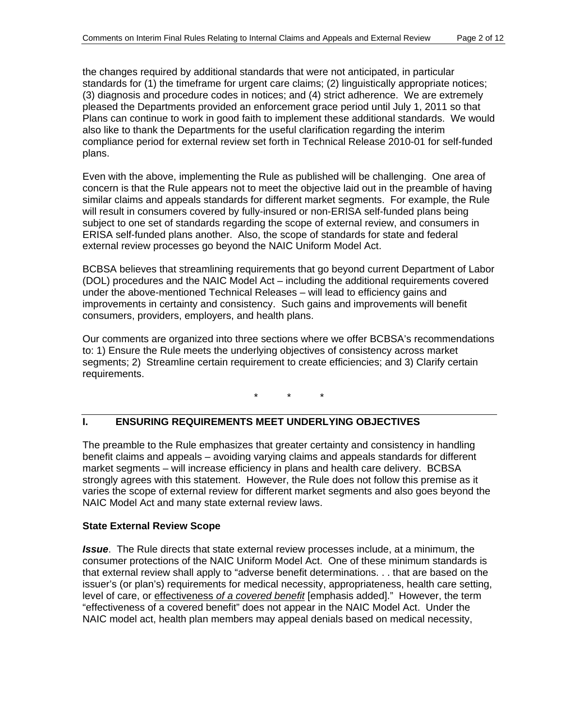the changes required by additional standards that were not anticipated, in particular standards for (1) the timeframe for urgent care claims; (2) linguistically appropriate notices; (3) diagnosis and procedure codes in notices; and (4) strict adherence. We are extremely pleased the Departments provided an enforcement grace period until July 1, 2011 so that Plans can continue to work in good faith to implement these additional standards. We would also like to thank the Departments for the useful clarification regarding the interim compliance period for external review set forth in Technical Release 2010-01 for self-funded plans.

Even with the above, implementing the Rule as published will be challenging. One area of concern is that the Rule appears not to meet the objective laid out in the preamble of having similar claims and appeals standards for different market segments. For example, the Rule will result in consumers covered by fully-insured or non-ERISA self-funded plans being subject to one set of standards regarding the scope of external review, and consumers in ERISA self-funded plans another. Also, the scope of standards for state and federal external review processes go beyond the NAIC Uniform Model Act.

BCBSA believes that streamlining requirements that go beyond current Department of Labor (DOL) procedures and the NAIC Model Act – including the additional requirements covered under the above-mentioned Technical Releases – will lead to efficiency gains and improvements in certainty and consistency. Such gains and improvements will benefit consumers, providers, employers, and health plans.

Our comments are organized into three sections where we offer BCBSA's recommendations to: 1) Ensure the Rule meets the underlying objectives of consistency across market segments; 2) Streamline certain requirement to create efficiencies; and 3) Clarify certain requirements.

\* \* \*

## I. ENSURING REQUIREMENTS MEET UNDERLYING OBJECTIVES

The preamble to the Rule emphasizes that greater certainty and consistency in handling benefit claims and appeals – avoiding varying claims and appeals standards for different market segments – will increase efficiency in plans and health care delivery. BCBSA strongly agrees with this statement. However, the Rule does not follow this premise as it varies the scope of external review for different market segments and also goes beyond the NAIC Model Act and many state external review laws.

### State External Review Scope

***Issue***. The Rule directs that state external review processes include, at a minimum, the consumer protections of the NAIC Uniform Model Act. One of these minimum standards is that external review shall apply to "adverse benefit determinations. . . that are based on the issuer's (or plan's) requirements for medical necessity, appropriateness, health care setting, level of care, or <u>effectiveness *of a covered benefit*</u> [emphasis added]." However, the term "effectiveness of a covered benefit" does not appear in the NAIC Model Act. Under the NAIC model act, health plan members may appeal denials based on medical necessity,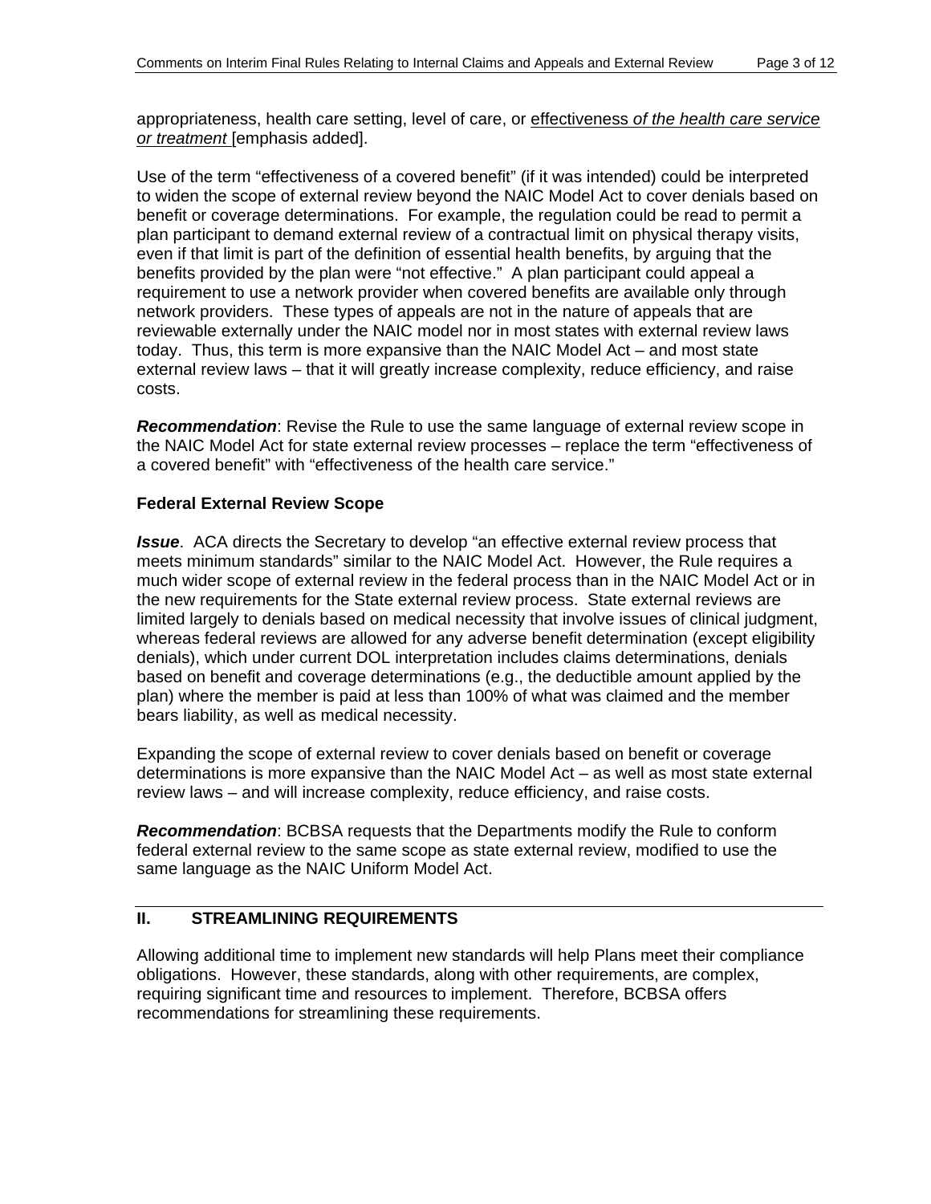appropriateness, health care setting, level of care, or effectiveness *of the health care service or treatment* [emphasis added].

Use of the term "effectiveness of a covered benefit" (if it was intended) could be interpreted to widen the scope of external review beyond the NAIC Model Act to cover denials based on benefit or coverage determinations. For example, the regulation could be read to permit a plan participant to demand external review of a contractual limit on physical therapy visits, even if that limit is part of the definition of essential health benefits, by arguing that the benefits provided by the plan were "not effective." A plan participant could appeal a requirement to use a network provider when covered benefits are available only through network providers. These types of appeals are not in the nature of appeals that are reviewable externally under the NAIC model nor in most states with external review laws today. Thus, this term is more expansive than the NAIC Model Act – and most state external review laws – that it will greatly increase complexity, reduce efficiency, and raise costs.

***Recommendation***: Revise the Rule to use the same language of external review scope in the NAIC Model Act for state external review processes – replace the term "effectiveness of a covered benefit" with "effectiveness of the health care service."

**Federal External Review Scope**

***Issue***. ACA directs the Secretary to develop "an effective external review process that meets minimum standards" similar to the NAIC Model Act. However, the Rule requires a much wider scope of external review in the federal process than in the NAIC Model Act or in the new requirements for the State external review process. State external reviews are limited largely to denials based on medical necessity that involve issues of clinical judgment, whereas federal reviews are allowed for any adverse benefit determination (except eligibility denials), which under current DOL interpretation includes claims determinations, denials based on benefit and coverage determinations (e.g., the deductible amount applied by the plan) where the member is paid at less than 100% of what was claimed and the member bears liability, as well as medical necessity.

Expanding the scope of external review to cover denials based on benefit or coverage determinations is more expansive than the NAIC Model Act – as well as most state external review laws – and will increase complexity, reduce efficiency, and raise costs.

***Recommendation***: BCBSA requests that the Departments modify the Rule to conform federal external review to the same scope as state external review, modified to use the same language as the NAIC Uniform Model Act.

## II. STREAMLINING REQUIREMENTS

Allowing additional time to implement new standards will help Plans meet their compliance obligations. However, these standards, along with other requirements, are complex, requiring significant time and resources to implement. Therefore, BCBSA offers recommendations for streamlining these requirements.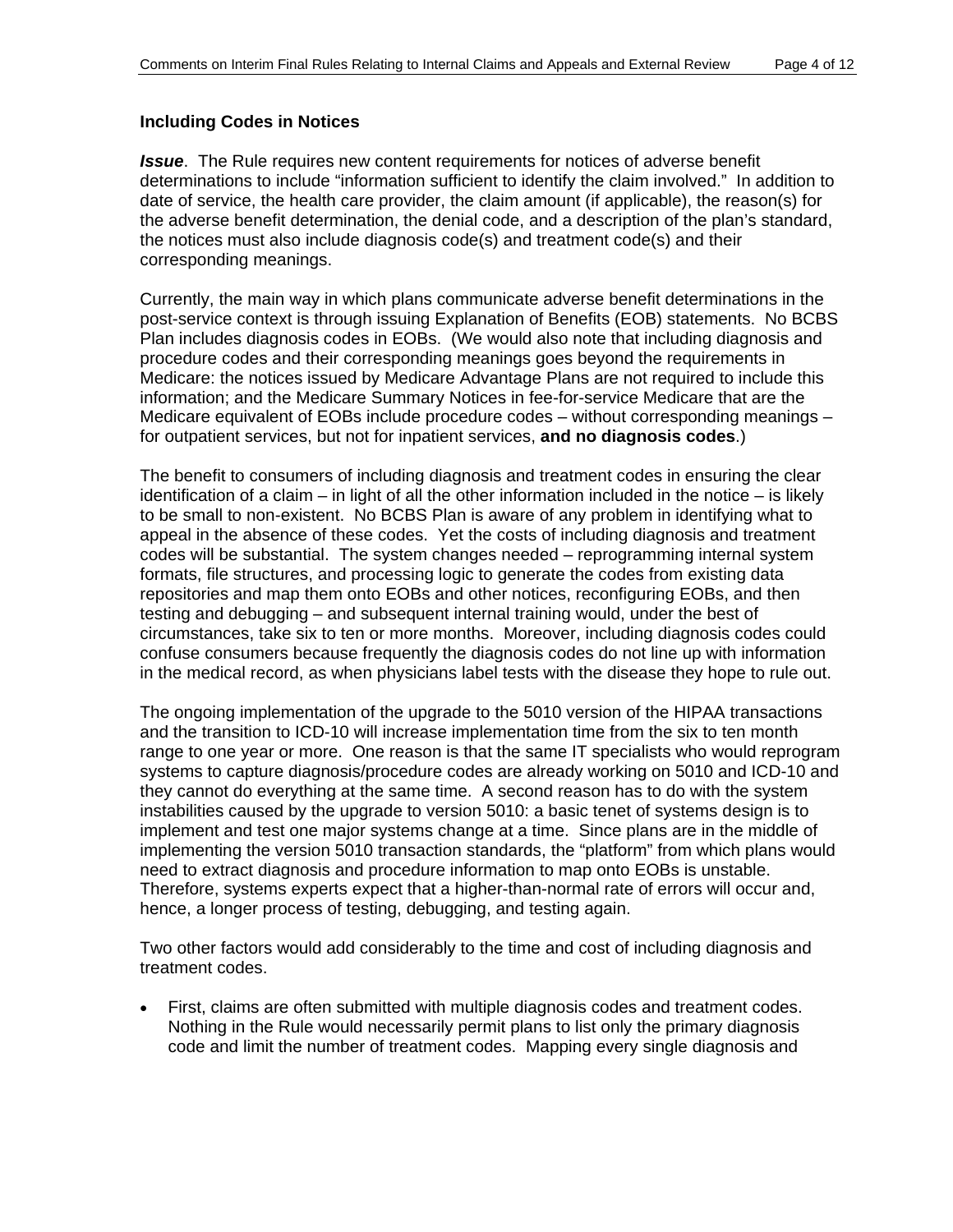### Including Codes in Notices

***Issue***. The Rule requires new content requirements for notices of adverse benefit determinations to include "information sufficient to identify the claim involved." In addition to date of service, the health care provider, the claim amount (if applicable), the reason(s) for the adverse benefit determination, the denial code, and a description of the plan's standard, the notices must also include diagnosis code(s) and treatment code(s) and their corresponding meanings.

Currently, the main way in which plans communicate adverse benefit determinations in the post-service context is through issuing Explanation of Benefits (EOB) statements. No BCBS Plan includes diagnosis codes in EOBs. (We would also note that including diagnosis and procedure codes and their corresponding meanings goes beyond the requirements in Medicare: the notices issued by Medicare Advantage Plans are not required to include this information; and the Medicare Summary Notices in fee-for-service Medicare that are the Medicare equivalent of EOBs include procedure codes – without corresponding meanings – for outpatient services, but not for inpatient services, **and no diagnosis codes**.)

The benefit to consumers of including diagnosis and treatment codes in ensuring the clear identification of a claim – in light of all the other information included in the notice – is likely to be small to non-existent. No BCBS Plan is aware of any problem in identifying what to appeal in the absence of these codes. Yet the costs of including diagnosis and treatment codes will be substantial. The system changes needed – reprogramming internal system formats, file structures, and processing logic to generate the codes from existing data repositories and map them onto EOBs and other notices, reconfiguring EOBs, and then testing and debugging – and subsequent internal training would, under the best of circumstances, take six to ten or more months. Moreover, including diagnosis codes could confuse consumers because frequently the diagnosis codes do not line up with information in the medical record, as when physicians label tests with the disease they hope to rule out.

The ongoing implementation of the upgrade to the 5010 version of the HIPAA transactions and the transition to ICD-10 will increase implementation time from the six to ten month range to one year or more. One reason is that the same IT specialists who would reprogram systems to capture diagnosis/procedure codes are already working on 5010 and ICD-10 and they cannot do everything at the same time. A second reason has to do with the system instabilities caused by the upgrade to version 5010: a basic tenet of systems design is to implement and test one major systems change at a time. Since plans are in the middle of implementing the version 5010 transaction standards, the "platform" from which plans would need to extract diagnosis and procedure information to map onto EOBs is unstable. Therefore, systems experts expect that a higher-than-normal rate of errors will occur and, hence, a longer process of testing, debugging, and testing again.

Two other factors would add considerably to the time and cost of including diagnosis and treatment codes.

- First, claims are often submitted with multiple diagnosis codes and treatment codes. Nothing in the Rule would necessarily permit plans to list only the primary diagnosis code and limit the number of treatment codes. Mapping every single diagnosis and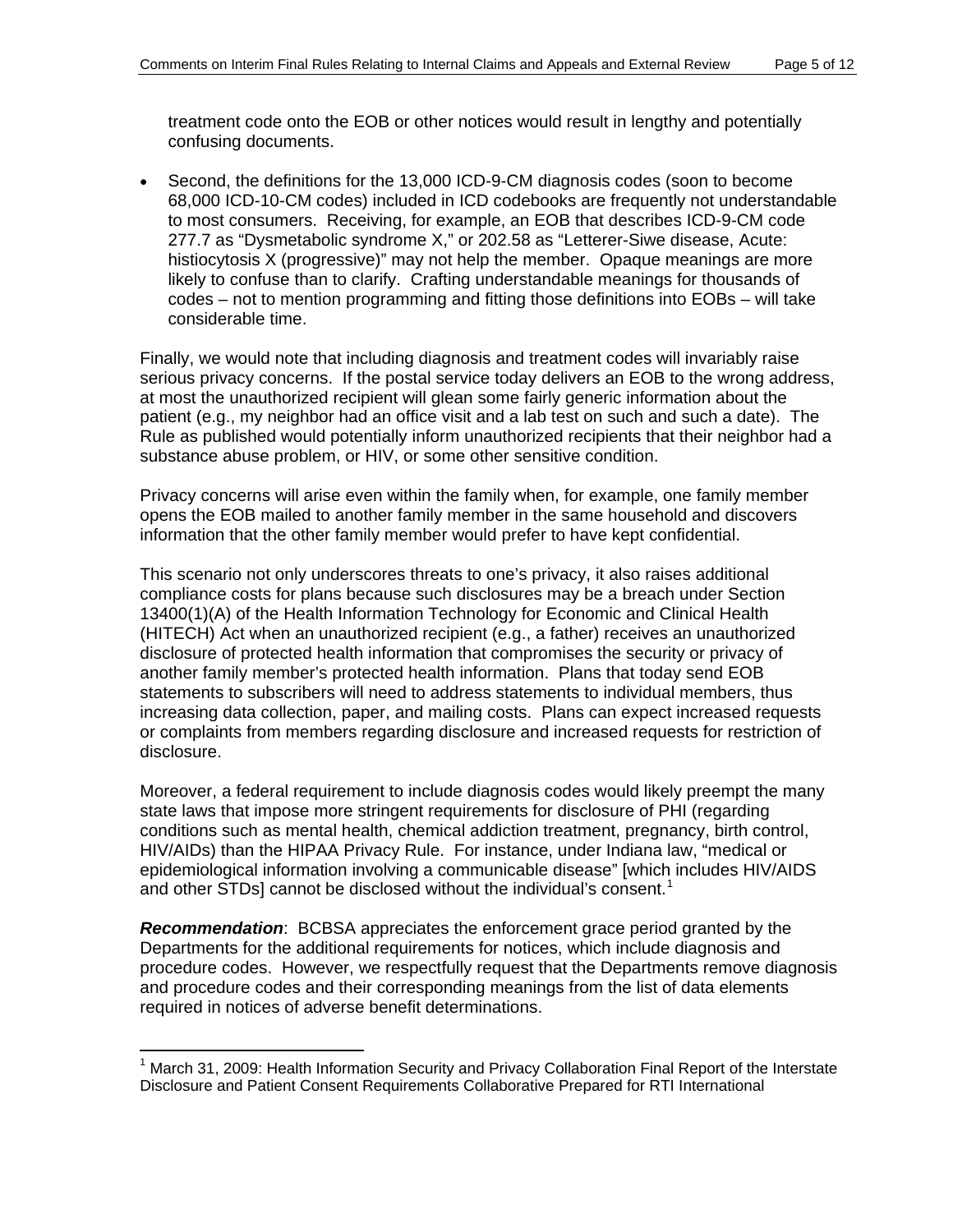treatment code onto the EOB or other notices would result in lengthy and potentially confusing documents.

- Second, the definitions for the 13,000 ICD-9-CM diagnosis codes (soon to become 68,000 ICD-10-CM codes) included in ICD codebooks are frequently not understandable to most consumers. Receiving, for example, an EOB that describes ICD-9-CM code 277.7 as "Dysmetabolic syndrome X," or 202.58 as "Letterer-Siwe disease, Acute: histiocytosis X (progressive)" may not help the member. Opaque meanings are more likely to confuse than to clarify. Crafting understandable meanings for thousands of codes – not to mention programming and fitting those definitions into EOBs – will take considerable time.

Finally, we would note that including diagnosis and treatment codes will invariably raise serious privacy concerns. If the postal service today delivers an EOB to the wrong address, at most the unauthorized recipient will glean some fairly generic information about the patient (e.g., my neighbor had an office visit and a lab test on such and such a date). The Rule as published would potentially inform unauthorized recipients that their neighbor had a substance abuse problem, or HIV, or some other sensitive condition.

Privacy concerns will arise even within the family when, for example, one family member opens the EOB mailed to another family member in the same household and discovers information that the other family member would prefer to have kept confidential.

This scenario not only underscores threats to one's privacy, it also raises additional compliance costs for plans because such disclosures may be a breach under Section 13400(1)(A) of the Health Information Technology for Economic and Clinical Health (HITECH) Act when an unauthorized recipient (e.g., a father) receives an unauthorized disclosure of protected health information that compromises the security or privacy of another family member's protected health information. Plans that today send EOB statements to subscribers will need to address statements to individual members, thus increasing data collection, paper, and mailing costs. Plans can expect increased requests or complaints from members regarding disclosure and increased requests for restriction of disclosure.

Moreover, a federal requirement to include diagnosis codes would likely preempt the many state laws that impose more stringent requirements for disclosure of PHI (regarding conditions such as mental health, chemical addiction treatment, pregnancy, birth control, HIV/AIDs) than the HIPAA Privacy Rule. For instance, under Indiana law, "medical or epidemiological information involving a communicable disease" [which includes HIV/AIDS and other STDs] cannot be disclosed without the individual's consent.[1]

***Recommendation***: BCBSA appreciates the enforcement grace period granted by the Departments for the additional requirements for notices, which include diagnosis and procedure codes. However, we respectfully request that the Departments remove diagnosis and procedure codes and their corresponding meanings from the list of data elements required in notices of adverse benefit determinations.

---

[1] March 31, 2009: Health Information Security and Privacy Collaboration Final Report of the Interstate Disclosure and Patient Consent Requirements Collaborative Prepared for RTI International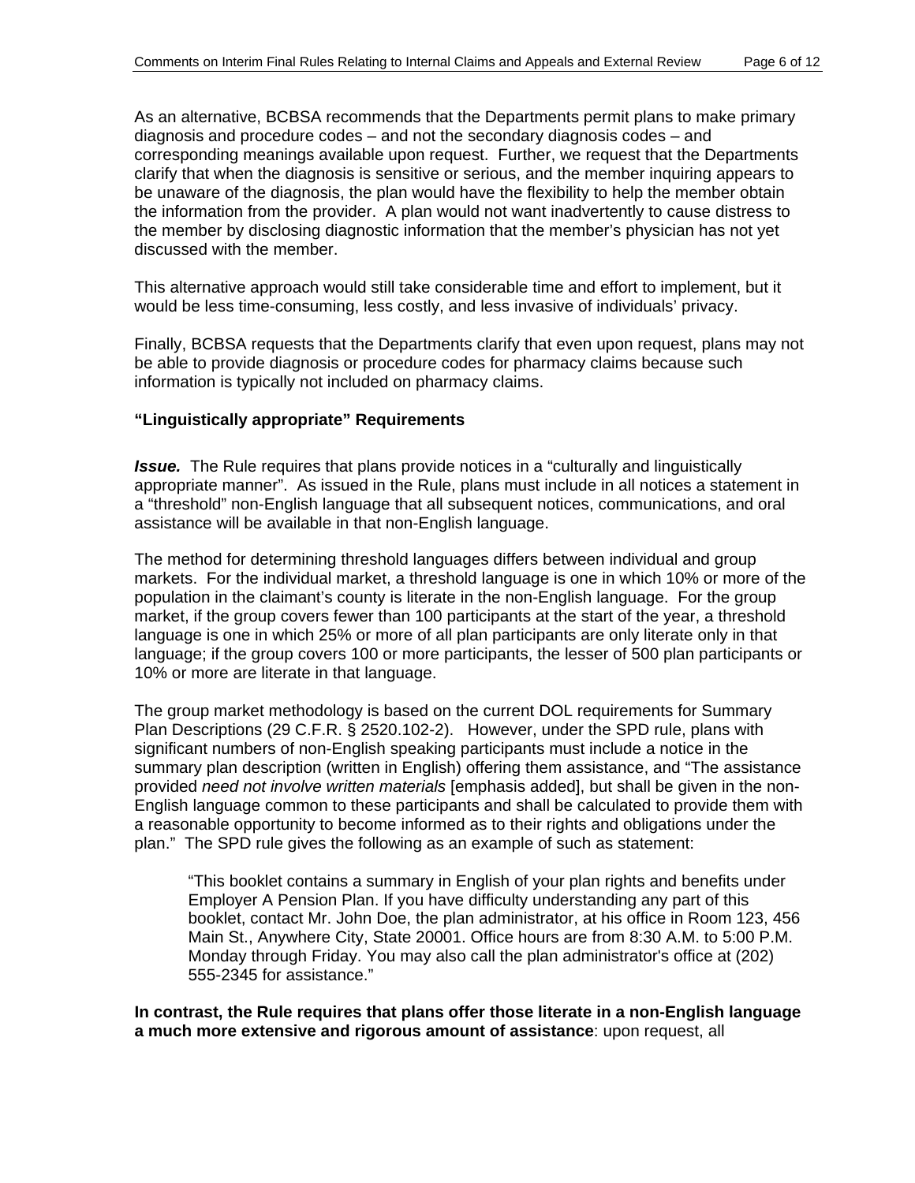As an alternative, BCBSA recommends that the Departments permit plans to make primary diagnosis and procedure codes – and not the secondary diagnosis codes – and corresponding meanings available upon request. Further, we request that the Departments clarify that when the diagnosis is sensitive or serious, and the member inquiring appears to be unaware of the diagnosis, the plan would have the flexibility to help the member obtain the information from the provider. A plan would not want inadvertently to cause distress to the member by disclosing diagnostic information that the member's physician has not yet discussed with the member.

This alternative approach would still take considerable time and effort to implement, but it would be less time-consuming, less costly, and less invasive of individuals' privacy.

Finally, BCBSA requests that the Departments clarify that even upon request, plans may not be able to provide diagnosis or procedure codes for pharmacy claims because such information is typically not included on pharmacy claims.

**"Linguistically appropriate" Requirements**

***Issue.*** The Rule requires that plans provide notices in a "culturally and linguistically appropriate manner". As issued in the Rule, plans must include in all notices a statement in a "threshold" non-English language that all subsequent notices, communications, and oral assistance will be available in that non-English language.

The method for determining threshold languages differs between individual and group markets. For the individual market, a threshold language is one in which 10% or more of the population in the claimant's county is literate in the non-English language. For the group market, if the group covers fewer than 100 participants at the start of the year, a threshold language is one in which 25% or more of all plan participants are only literate only in that language; if the group covers 100 or more participants, the lesser of 500 plan participants or 10% or more are literate in that language.

The group market methodology is based on the current DOL requirements for Summary Plan Descriptions (29 C.F.R. § 2520.102-2). However, under the SPD rule, plans with significant numbers of non-English speaking participants must include a notice in the summary plan description (written in English) offering them assistance, and "The assistance provided *need not involve written materials* [emphasis added], but shall be given in the non-English language common to these participants and shall be calculated to provide them with a reasonable opportunity to become informed as to their rights and obligations under the plan." The SPD rule gives the following as an example of such as statement:

> "This booklet contains a summary in English of your plan rights and benefits under Employer A Pension Plan. If you have difficulty understanding any part of this booklet, contact Mr. John Doe, the plan administrator, at his office in Room 123, 456 Main St., Anywhere City, State 20001. Office hours are from 8:30 A.M. to 5:00 P.M. Monday through Friday. You may also call the plan administrator's office at (202) 555-2345 for assistance."

**In contrast, the Rule requires that plans offer those literate in a non-English language a much more extensive and rigorous amount of assistance**: upon request, all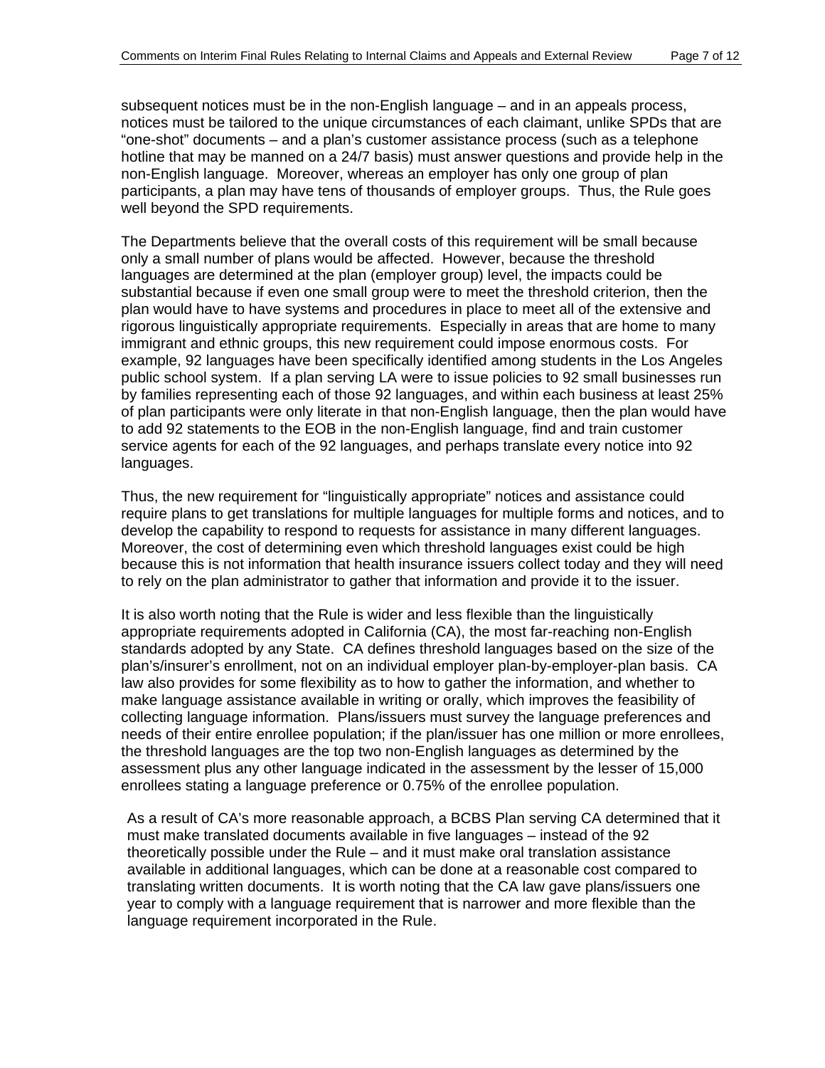subsequent notices must be in the non-English language – and in an appeals process, notices must be tailored to the unique circumstances of each claimant, unlike SPDs that are "one-shot" documents – and a plan's customer assistance process (such as a telephone hotline that may be manned on a 24/7 basis) must answer questions and provide help in the non-English language. Moreover, whereas an employer has only one group of plan participants, a plan may have tens of thousands of employer groups. Thus, the Rule goes well beyond the SPD requirements.

The Departments believe that the overall costs of this requirement will be small because only a small number of plans would be affected. However, because the threshold languages are determined at the plan (employer group) level, the impacts could be substantial because if even one small group were to meet the threshold criterion, then the plan would have to have systems and procedures in place to meet all of the extensive and rigorous linguistically appropriate requirements. Especially in areas that are home to many immigrant and ethnic groups, this new requirement could impose enormous costs. For example, 92 languages have been specifically identified among students in the Los Angeles public school system. If a plan serving LA were to issue policies to 92 small businesses run by families representing each of those 92 languages, and within each business at least 25% of plan participants were only literate in that non-English language, then the plan would have to add 92 statements to the EOB in the non-English language, find and train customer service agents for each of the 92 languages, and perhaps translate every notice into 92 languages.

Thus, the new requirement for "linguistically appropriate" notices and assistance could require plans to get translations for multiple languages for multiple forms and notices, and to develop the capability to respond to requests for assistance in many different languages. Moreover, the cost of determining even which threshold languages exist could be high because this is not information that health insurance issuers collect today and they will need to rely on the plan administrator to gather that information and provide it to the issuer.

It is also worth noting that the Rule is wider and less flexible than the linguistically appropriate requirements adopted in California (CA), the most far-reaching non-English standards adopted by any State. CA defines threshold languages based on the size of the plan's/insurer's enrollment, not on an individual employer plan-by-employer-plan basis. CA law also provides for some flexibility as to how to gather the information, and whether to make language assistance available in writing or orally, which improves the feasibility of collecting language information. Plans/issuers must survey the language preferences and needs of their entire enrollee population; if the plan/issuer has one million or more enrollees, the threshold languages are the top two non-English languages as determined by the assessment plus any other language indicated in the assessment by the lesser of 15,000 enrollees stating a language preference or 0.75% of the enrollee population.

As a result of CA's more reasonable approach, a BCBS Plan serving CA determined that it must make translated documents available in five languages – instead of the 92 theoretically possible under the Rule – and it must make oral translation assistance available in additional languages, which can be done at a reasonable cost compared to translating written documents. It is worth noting that the CA law gave plans/issuers one year to comply with a language requirement that is narrower and more flexible than the language requirement incorporated in the Rule.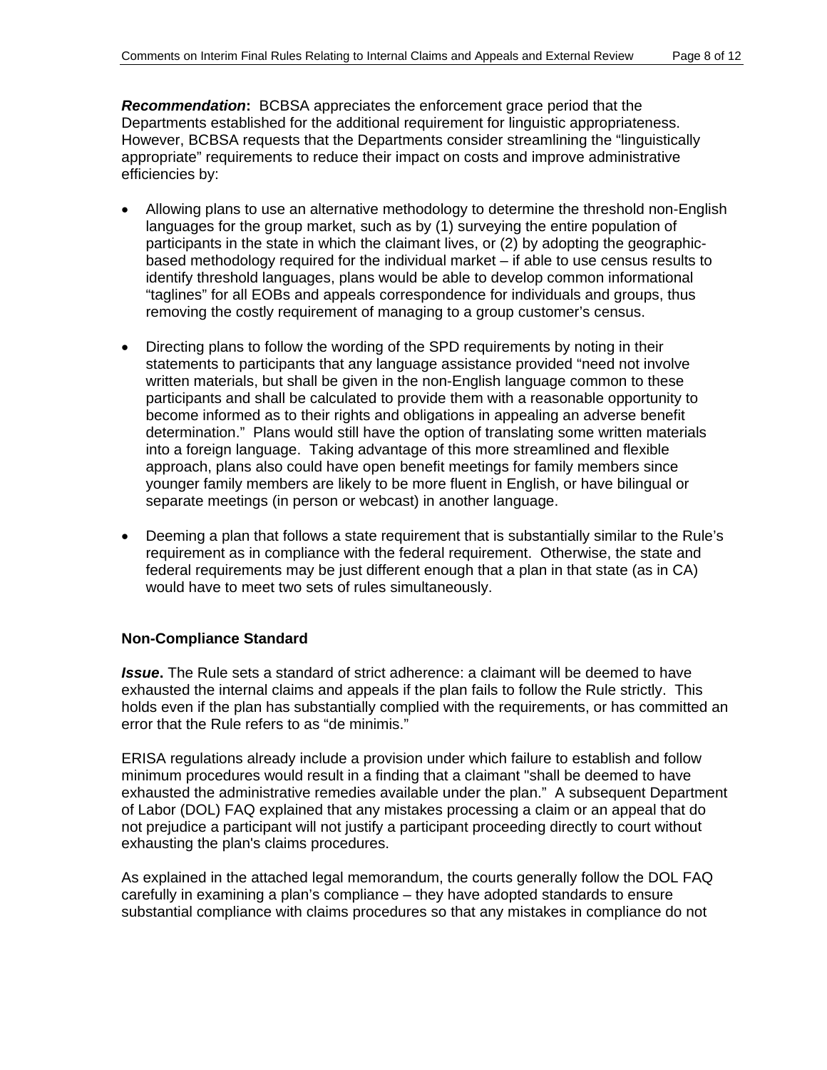***Recommendation*:** BCBSA appreciates the enforcement grace period that the Departments established for the additional requirement for linguistic appropriateness. However, BCBSA requests that the Departments consider streamlining the "linguistically appropriate" requirements to reduce their impact on costs and improve administrative efficiencies by:

- Allowing plans to use an alternative methodology to determine the threshold non-English languages for the group market, such as by (1) surveying the entire population of participants in the state in which the claimant lives, or (2) by adopting the geographic-based methodology required for the individual market – if able to use census results to identify threshold languages, plans would be able to develop common informational "taglines" for all EOBs and appeals correspondence for individuals and groups, thus removing the costly requirement of managing to a group customer's census.

- Directing plans to follow the wording of the SPD requirements by noting in their statements to participants that any language assistance provided "need not involve written materials, but shall be given in the non-English language common to these participants and shall be calculated to provide them with a reasonable opportunity to become informed as to their rights and obligations in appealing an adverse benefit determination." Plans would still have the option of translating some written materials into a foreign language. Taking advantage of this more streamlined and flexible approach, plans also could have open benefit meetings for family members since younger family members are likely to be more fluent in English, or have bilingual or separate meetings (in person or webcast) in another language.

- Deeming a plan that follows a state requirement that is substantially similar to the Rule's requirement as in compliance with the federal requirement. Otherwise, the state and federal requirements may be just different enough that a plan in that state (as in CA) would have to meet two sets of rules simultaneously.

**Non-Compliance Standard**

***Issue*.** The Rule sets a standard of strict adherence: a claimant will be deemed to have exhausted the internal claims and appeals if the plan fails to follow the Rule strictly. This holds even if the plan has substantially complied with the requirements, or has committed an error that the Rule refers to as "de minimis."

ERISA regulations already include a provision under which failure to establish and follow minimum procedures would result in a finding that a claimant "shall be deemed to have exhausted the administrative remedies available under the plan." A subsequent Department of Labor (DOL) FAQ explained that any mistakes processing a claim or an appeal that do not prejudice a participant will not justify a participant proceeding directly to court without exhausting the plan's claims procedures.

As explained in the attached legal memorandum, the courts generally follow the DOL FAQ carefully in examining a plan's compliance – they have adopted standards to ensure substantial compliance with claims procedures so that any mistakes in compliance do not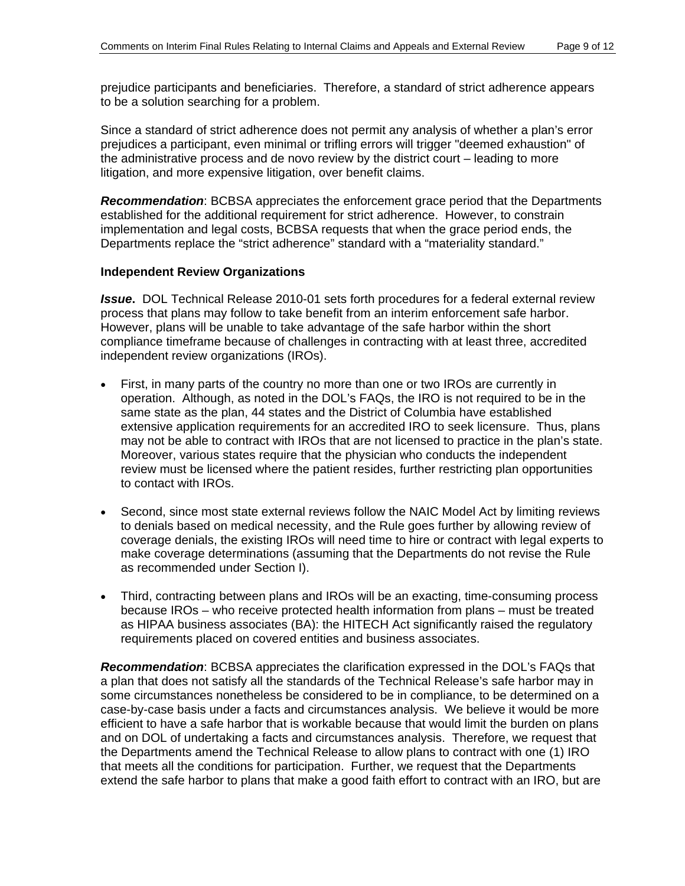prejudice participants and beneficiaries. Therefore, a standard of strict adherence appears to be a solution searching for a problem.

Since a standard of strict adherence does not permit any analysis of whether a plan's error prejudices a participant, even minimal or trifling errors will trigger "deemed exhaustion" of the administrative process and de novo review by the district court – leading to more litigation, and more expensive litigation, over benefit claims.

***Recommendation***: BCBSA appreciates the enforcement grace period that the Departments established for the additional requirement for strict adherence. However, to constrain implementation and legal costs, BCBSA requests that when the grace period ends, the Departments replace the "strict adherence" standard with a "materiality standard."

**Independent Review Organizations**

***Issue***. DOL Technical Release 2010-01 sets forth procedures for a federal external review process that plans may follow to take benefit from an interim enforcement safe harbor. However, plans will be unable to take advantage of the safe harbor within the short compliance timeframe because of challenges in contracting with at least three, accredited independent review organizations (IROs).

- First, in many parts of the country no more than one or two IROs are currently in operation. Although, as noted in the DOL's FAQs, the IRO is not required to be in the same state as the plan, 44 states and the District of Columbia have established extensive application requirements for an accredited IRO to seek licensure. Thus, plans may not be able to contract with IROs that are not licensed to practice in the plan's state. Moreover, various states require that the physician who conducts the independent review must be licensed where the patient resides, further restricting plan opportunities to contact with IROs.

- Second, since most state external reviews follow the NAIC Model Act by limiting reviews to denials based on medical necessity, and the Rule goes further by allowing review of coverage denials, the existing IROs will need time to hire or contract with legal experts to make coverage determinations (assuming that the Departments do not revise the Rule as recommended under Section I).

- Third, contracting between plans and IROs will be an exacting, time-consuming process because IROs – who receive protected health information from plans – must be treated as HIPAA business associates (BA): the HITECH Act significantly raised the regulatory requirements placed on covered entities and business associates.

***Recommendation***: BCBSA appreciates the clarification expressed in the DOL's FAQs that a plan that does not satisfy all the standards of the Technical Release's safe harbor may in some circumstances nonetheless be considered to be in compliance, to be determined on a case-by-case basis under a facts and circumstances analysis. We believe it would be more efficient to have a safe harbor that is workable because that would limit the burden on plans and on DOL of undertaking a facts and circumstances analysis. Therefore, we request that the Departments amend the Technical Release to allow plans to contract with one (1) IRO that meets all the conditions for participation. Further, we request that the Departments extend the safe harbor to plans that make a good faith effort to contract with an IRO, but are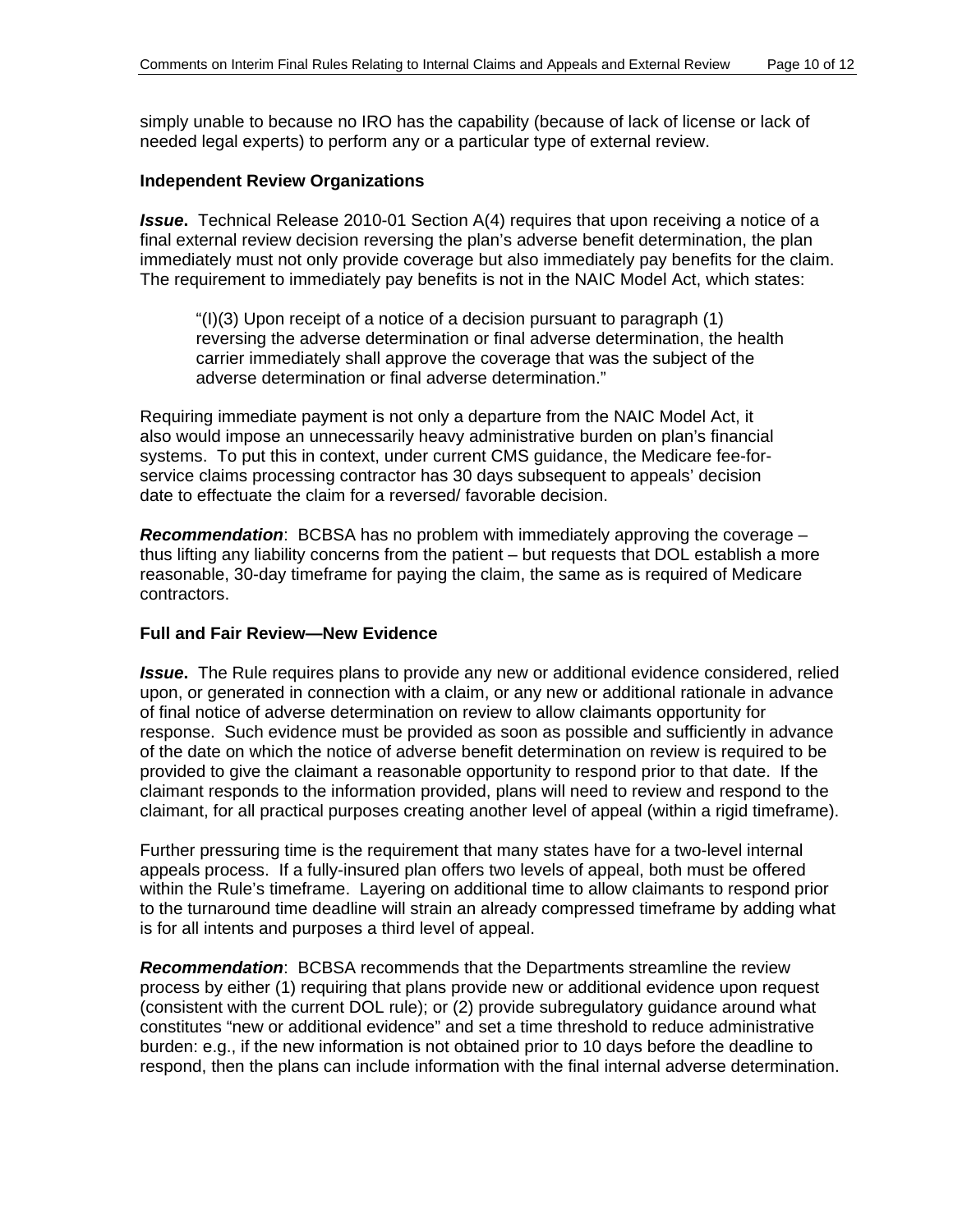simply unable to because no IRO has the capability (because of lack of license or lack of needed legal experts) to perform any or a particular type of external review.

**Independent Review Organizations**

***Issue***. Technical Release 2010-01 Section A(4) requires that upon receiving a notice of a final external review decision reversing the plan's adverse benefit determination, the plan immediately must not only provide coverage but also immediately pay benefits for the claim. The requirement to immediately pay benefits is not in the NAIC Model Act, which states:

> "(I)(3) Upon receipt of a notice of a decision pursuant to paragraph (1) reversing the adverse determination or final adverse determination, the health carrier immediately shall approve the coverage that was the subject of the adverse determination or final adverse determination."

Requiring immediate payment is not only a departure from the NAIC Model Act, it also would impose an unnecessarily heavy administrative burden on plan's financial systems. To put this in context, under current CMS guidance, the Medicare fee-for-service claims processing contractor has 30 days subsequent to appeals' decision date to effectuate the claim for a reversed/ favorable decision.

***Recommendation***: BCBSA has no problem with immediately approving the coverage – thus lifting any liability concerns from the patient – but requests that DOL establish a more reasonable, 30-day timeframe for paying the claim, the same as is required of Medicare contractors.

**Full and Fair Review—New Evidence**

***Issue***. The Rule requires plans to provide any new or additional evidence considered, relied upon, or generated in connection with a claim, or any new or additional rationale in advance of final notice of adverse determination on review to allow claimants opportunity for response. Such evidence must be provided as soon as possible and sufficiently in advance of the date on which the notice of adverse benefit determination on review is required to be provided to give the claimant a reasonable opportunity to respond prior to that date. If the claimant responds to the information provided, plans will need to review and respond to the claimant, for all practical purposes creating another level of appeal (within a rigid timeframe).

Further pressuring time is the requirement that many states have for a two-level internal appeals process. If a fully-insured plan offers two levels of appeal, both must be offered within the Rule's timeframe. Layering on additional time to allow claimants to respond prior to the turnaround time deadline will strain an already compressed timeframe by adding what is for all intents and purposes a third level of appeal.

***Recommendation***: BCBSA recommends that the Departments streamline the review process by either (1) requiring that plans provide new or additional evidence upon request (consistent with the current DOL rule); or (2) provide subregulatory guidance around what constitutes "new or additional evidence" and set a time threshold to reduce administrative burden: e.g., if the new information is not obtained prior to 10 days before the deadline to respond, then the plans can include information with the final internal adverse determination.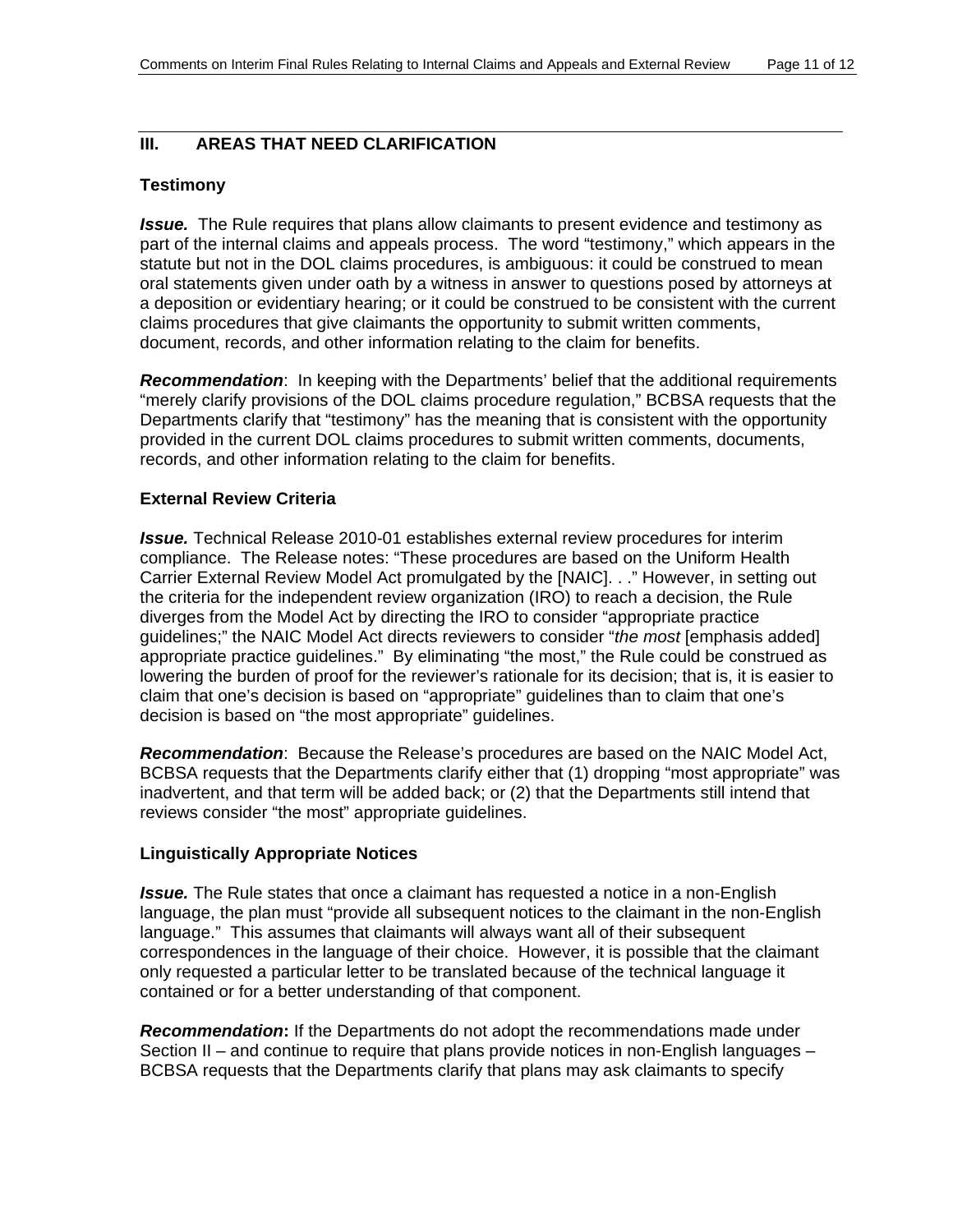## III. AREAS THAT NEED CLARIFICATION

### Testimony

***Issue.*** The Rule requires that plans allow claimants to present evidence and testimony as part of the internal claims and appeals process. The word "testimony," which appears in the statute but not in the DOL claims procedures, is ambiguous: it could be construed to mean oral statements given under oath by a witness in answer to questions posed by attorneys at a deposition or evidentiary hearing; or it could be construed to be consistent with the current claims procedures that give claimants the opportunity to submit written comments, document, records, and other information relating to the claim for benefits.

***Recommendation***: In keeping with the Departments' belief that the additional requirements "merely clarify provisions of the DOL claims procedure regulation," BCBSA requests that the Departments clarify that "testimony" has the meaning that is consistent with the opportunity provided in the current DOL claims procedures to submit written comments, documents, records, and other information relating to the claim for benefits.

### External Review Criteria

***Issue.*** Technical Release 2010-01 establishes external review procedures for interim compliance. The Release notes: "These procedures are based on the Uniform Health Carrier External Review Model Act promulgated by the [NAIC]. . ." However, in setting out the criteria for the independent review organization (IRO) to reach a decision, the Rule diverges from the Model Act by directing the IRO to consider "appropriate practice guidelines;" the NAIC Model Act directs reviewers to consider "*the most* [emphasis added] appropriate practice guidelines." By eliminating "the most," the Rule could be construed as lowering the burden of proof for the reviewer's rationale for its decision; that is, it is easier to claim that one's decision is based on "appropriate" guidelines than to claim that one's decision is based on "the most appropriate" guidelines.

***Recommendation***: Because the Release's procedures are based on the NAIC Model Act, BCBSA requests that the Departments clarify either that (1) dropping "most appropriate" was inadvertent, and that term will be added back; or (2) that the Departments still intend that reviews consider "the most" appropriate guidelines.

### Linguistically Appropriate Notices

***Issue.*** The Rule states that once a claimant has requested a notice in a non-English language, the plan must "provide all subsequent notices to the claimant in the non-English language." This assumes that claimants will always want all of their subsequent correspondences in the language of their choice. However, it is possible that the claimant only requested a particular letter to be translated because of the technical language it contained or for a better understanding of that component.

***Recommendation*:** If the Departments do not adopt the recommendations made under Section II – and continue to require that plans provide notices in non-English languages – BCBSA requests that the Departments clarify that plans may ask claimants to specify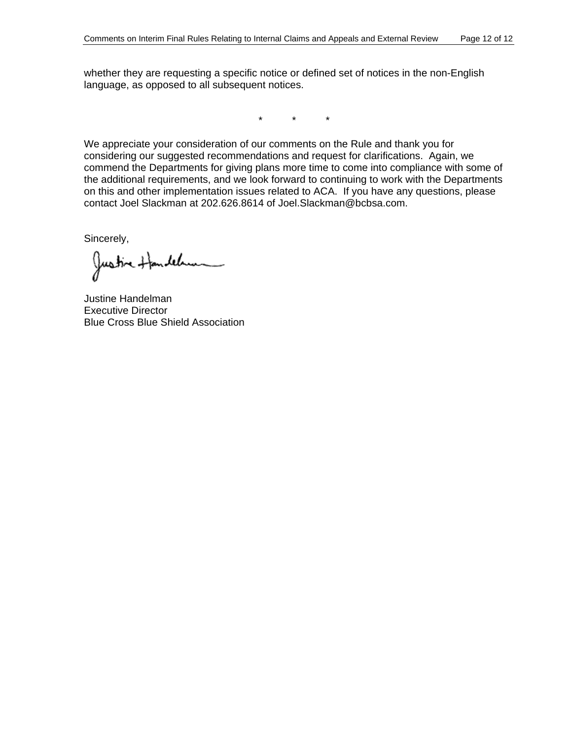whether they are requesting a specific notice or defined set of notices in the non-English language, as opposed to all subsequent notices.

\* \* \*

We appreciate your consideration of our comments on the Rule and thank you for considering our suggested recommendations and request for clarifications. Again, we commend the Departments for giving plans more time to come into compliance with some of the additional requirements, and we look forward to continuing to work with the Departments on this and other implementation issues related to ACA. If you have any questions, please contact Joel Slackman at 202.626.8614 of Joel.Slackman@bcbsa.com.

Sincerely,

Justine Handelman
Executive Director
Blue Cross Blue Shield Association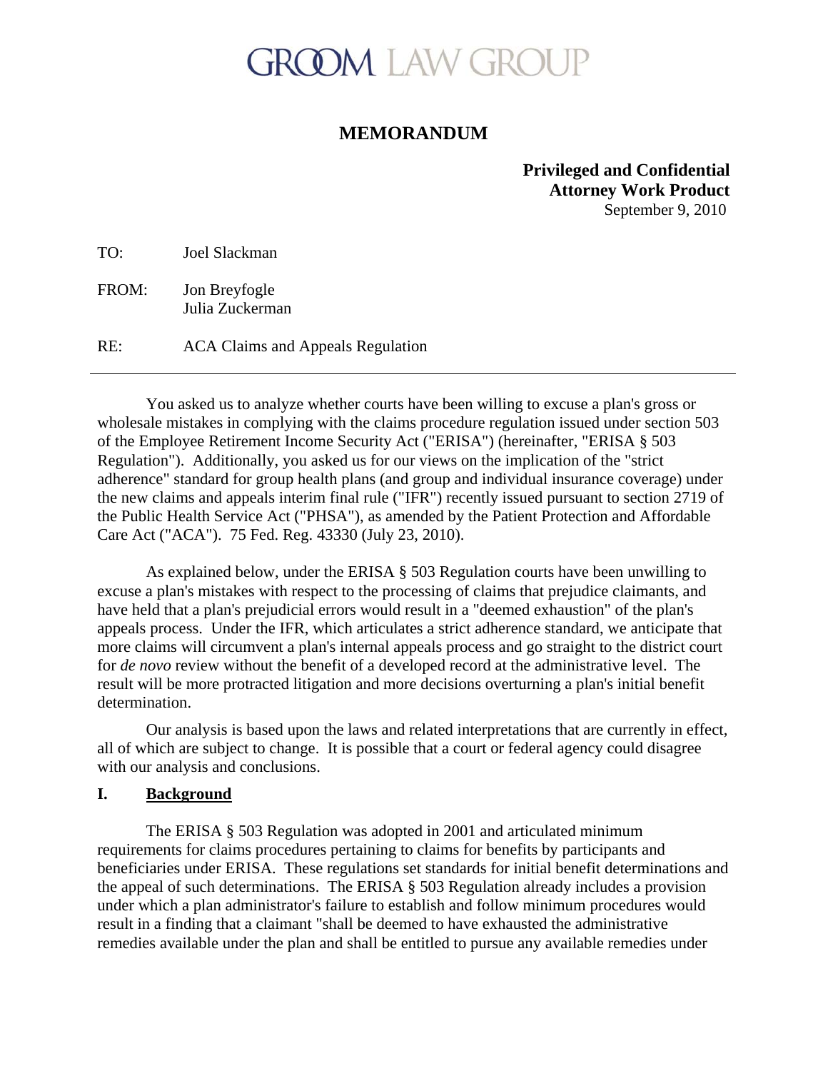# GROOM LAW GROUP

## MEMORANDUM

**Privileged and Confidential**
**Attorney Work Product**
September 9, 2010

TO: Joel Slackman

FROM: Jon Breyfogle
Julia Zuckerman

RE: ACA Claims and Appeals Regulation

---

You asked us to analyze whether courts have been willing to excuse a plan's gross or wholesale mistakes in complying with the claims procedure regulation issued under section 503 of the Employee Retirement Income Security Act ("ERISA") (hereinafter, "ERISA § 503 Regulation"). Additionally, you asked us for our views on the implication of the "strict adherence" standard for group health plans (and group and individual insurance coverage) under the new claims and appeals interim final rule ("IFR") recently issued pursuant to section 2719 of the Public Health Service Act ("PHSA"), as amended by the Patient Protection and Affordable Care Act ("ACA"). 75 Fed. Reg. 43330 (July 23, 2010).

As explained below, under the ERISA § 503 Regulation courts have been unwilling to excuse a plan's mistakes with respect to the processing of claims that prejudice claimants, and have held that a plan's prejudicial errors would result in a "deemed exhaustion" of the plan's appeals process. Under the IFR, which articulates a strict adherence standard, we anticipate that more claims will circumvent a plan's internal appeals process and go straight to the district court for *de novo* review without the benefit of a developed record at the administrative level. The result will be more protracted litigation and more decisions overturning a plan's initial benefit determination.

Our analysis is based upon the laws and related interpretations that are currently in effect, all of which are subject to change. It is possible that a court or federal agency could disagree with our analysis and conclusions.

## I. Background

The ERISA § 503 Regulation was adopted in 2001 and articulated minimum requirements for claims procedures pertaining to claims for benefits by participants and beneficiaries under ERISA. These regulations set standards for initial benefit determinations and the appeal of such determinations. The ERISA § 503 Regulation already includes a provision under which a plan administrator's failure to establish and follow minimum procedures would result in a finding that a claimant "shall be deemed to have exhausted the administrative remedies available under the plan and shall be entitled to pursue any available remedies under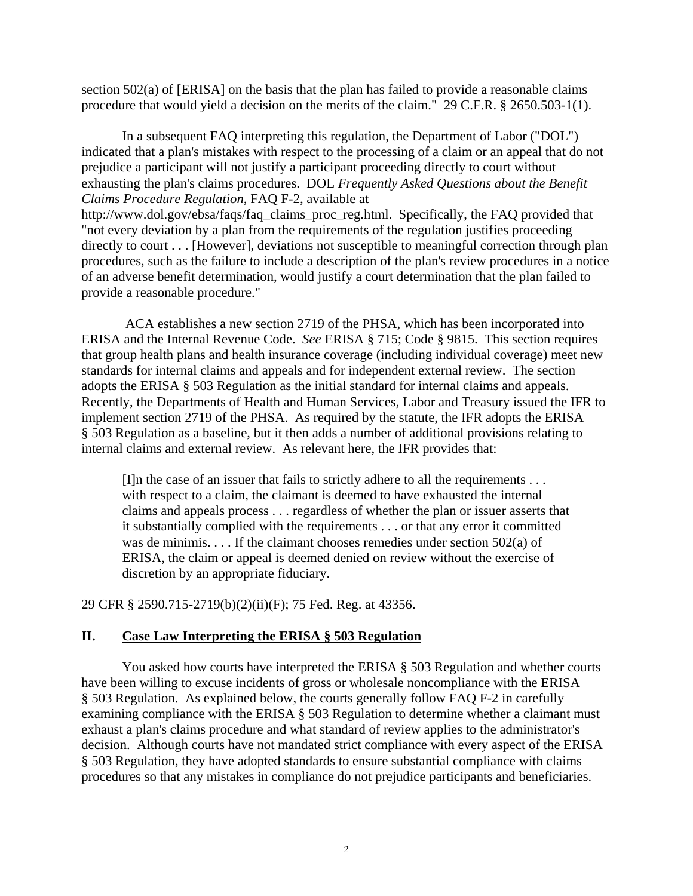section 502(a) of [ERISA] on the basis that the plan has failed to provide a reasonable claims procedure that would yield a decision on the merits of the claim." 29 C.F.R. § 2650.503-1(1).

In a subsequent FAQ interpreting this regulation, the Department of Labor ("DOL") indicated that a plan's mistakes with respect to the processing of a claim or an appeal that do not prejudice a participant will not justify a participant proceeding directly to court without exhausting the plan's claims procedures. DOL *Frequently Asked Questions about the Benefit Claims Procedure Regulation*, FAQ F-2, available at http://www.dol.gov/ebsa/faqs/faq_claims_proc_reg.html. Specifically, the FAQ provided that "not every deviation by a plan from the requirements of the regulation justifies proceeding directly to court . . . [However], deviations not susceptible to meaningful correction through plan procedures, such as the failure to include a description of the plan's review procedures in a notice of an adverse benefit determination, would justify a court determination that the plan failed to provide a reasonable procedure."

ACA establishes a new section 2719 of the PHSA, which has been incorporated into ERISA and the Internal Revenue Code. *See* ERISA § 715; Code § 9815. This section requires that group health plans and health insurance coverage (including individual coverage) meet new standards for internal claims and appeals and for independent external review. The section adopts the ERISA § 503 Regulation as the initial standard for internal claims and appeals. Recently, the Departments of Health and Human Services, Labor and Treasury issued the IFR to implement section 2719 of the PHSA. As required by the statute, the IFR adopts the ERISA § 503 Regulation as a baseline, but it then adds a number of additional provisions relating to internal claims and external review. As relevant here, the IFR provides that:

> [I]n the case of an issuer that fails to strictly adhere to all the requirements . . . with respect to a claim, the claimant is deemed to have exhausted the internal claims and appeals process . . . regardless of whether the plan or issuer asserts that it substantially complied with the requirements . . . or that any error it committed was de minimis. . . . If the claimant chooses remedies under section 502(a) of ERISA, the claim or appeal is deemed denied on review without the exercise of discretion by an appropriate fiduciary.

29 CFR § 2590.715-2719(b)(2)(ii)(F); 75 Fed. Reg. at 43356.

## II. Case Law Interpreting the ERISA § 503 Regulation

You asked how courts have interpreted the ERISA § 503 Regulation and whether courts have been willing to excuse incidents of gross or wholesale noncompliance with the ERISA § 503 Regulation. As explained below, the courts generally follow FAQ F-2 in carefully examining compliance with the ERISA § 503 Regulation to determine whether a claimant must exhaust a plan's claims procedure and what standard of review applies to the administrator's decision. Although courts have not mandated strict compliance with every aspect of the ERISA § 503 Regulation, they have adopted standards to ensure substantial compliance with claims procedures so that any mistakes in compliance do not prejudice participants and beneficiaries.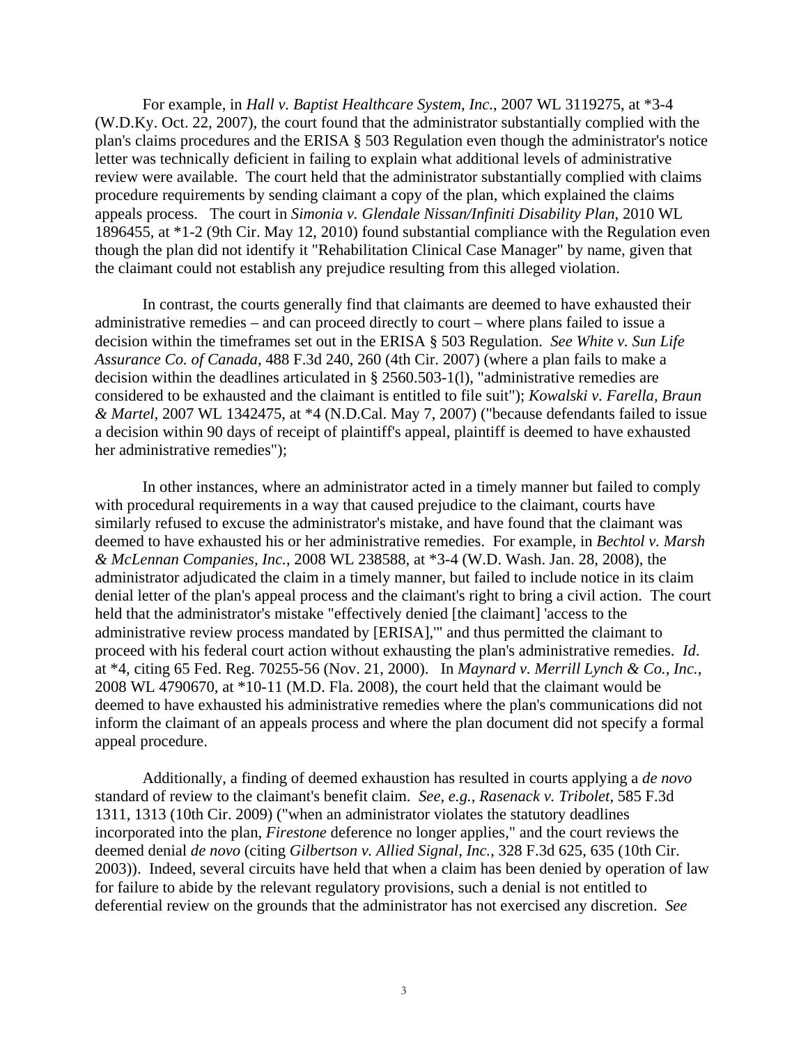For example, in *Hall v. Baptist Healthcare System, Inc.*, 2007 WL 3119275, at *3-4 (W.D.Ky. Oct. 22, 2007), the court found that the administrator substantially complied with the plan's claims procedures and the ERISA § 503 Regulation even though the administrator's notice letter was technically deficient in failing to explain what additional levels of administrative review were available. The court held that the administrator substantially complied with claims procedure requirements by sending claimant a copy of the plan, which explained the claims appeals process. The court in *Simonia v. Glendale Nissan/Infiniti Disability Plan*, 2010 WL 1896455, at *1-2 (9th Cir. May 12, 2010) found substantial compliance with the Regulation even though the plan did not identify it "Rehabilitation Clinical Case Manager" by name, given that the claimant could not establish any prejudice resulting from this alleged violation.

In contrast, the courts generally find that claimants are deemed to have exhausted their administrative remedies – and can proceed directly to court – where plans failed to issue a decision within the timeframes set out in the ERISA § 503 Regulation. *See White v. Sun Life Assurance Co. of Canada*, 488 F.3d 240, 260 (4th Cir. 2007) (where a plan fails to make a decision within the deadlines articulated in § 2560.503-1(l), "administrative remedies are considered to be exhausted and the claimant is entitled to file suit"); *Kowalski v. Farella, Braun & Martel*, 2007 WL 1342475, at *4 (N.D.Cal. May 7, 2007) ("because defendants failed to issue a decision within 90 days of receipt of plaintiff's appeal, plaintiff is deemed to have exhausted her administrative remedies");

In other instances, where an administrator acted in a timely manner but failed to comply with procedural requirements in a way that caused prejudice to the claimant, courts have similarly refused to excuse the administrator's mistake, and have found that the claimant was deemed to have exhausted his or her administrative remedies. For example, in *Bechtol v. Marsh & McLennan Companies, Inc.*, 2008 WL 238588, at *3-4 (W.D. Wash. Jan. 28, 2008), the administrator adjudicated the claim in a timely manner, but failed to include notice in its claim denial letter of the plan's appeal process and the claimant's right to bring a civil action. The court held that the administrator's mistake "effectively denied [the claimant] 'access to the administrative review process mandated by [ERISA],'" and thus permitted the claimant to proceed with his federal court action without exhausting the plan's administrative remedies. *Id*. at *4, citing 65 Fed. Reg. 70255-56 (Nov. 21, 2000). In *Maynard v. Merrill Lynch & Co., Inc.*, 2008 WL 4790670, at *10-11 (M.D. Fla. 2008), the court held that the claimant would be deemed to have exhausted his administrative remedies where the plan's communications did not inform the claimant of an appeals process and where the plan document did not specify a formal appeal procedure.

Additionally, a finding of deemed exhaustion has resulted in courts applying a *de novo* standard of review to the claimant's benefit claim. *See, e.g.*, *Rasenack v. Tribolet*, 585 F.3d 1311, 1313 (10th Cir. 2009) ("when an administrator violates the statutory deadlines incorporated into the plan, *Firestone* deference no longer applies," and the court reviews the deemed denial *de novo* (citing *Gilbertson v. Allied Signal, Inc.*, 328 F.3d 625, 635 (10th Cir. 2003)). Indeed, several circuits have held that when a claim has been denied by operation of law for failure to abide by the relevant regulatory provisions, such a denial is not entitled to deferential review on the grounds that the administrator has not exercised any discretion. *See*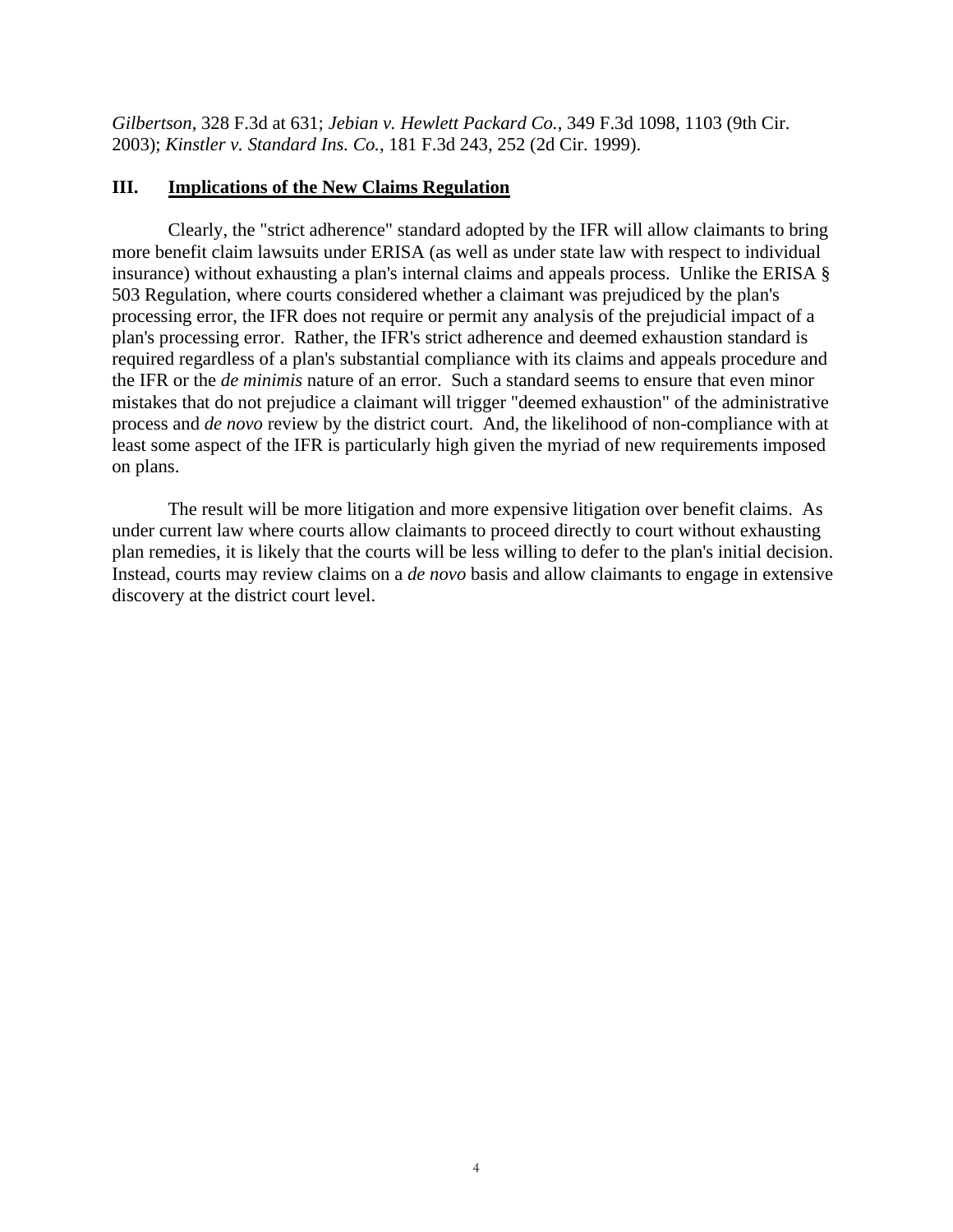*Gilbertson*, 328 F.3d at 631; *Jebian v. Hewlett Packard Co.*, 349 F.3d 1098, 1103 (9th Cir. 2003); *Kinstler v. Standard Ins. Co.*, 181 F.3d 243, 252 (2d Cir. 1999).

## III. Implications of the New Claims Regulation

Clearly, the "strict adherence" standard adopted by the IFR will allow claimants to bring more benefit claim lawsuits under ERISA (as well as under state law with respect to individual insurance) without exhausting a plan's internal claims and appeals process. Unlike the ERISA § 503 Regulation, where courts considered whether a claimant was prejudiced by the plan's processing error, the IFR does not require or permit any analysis of the prejudicial impact of a plan's processing error. Rather, the IFR's strict adherence and deemed exhaustion standard is required regardless of a plan's substantial compliance with its claims and appeals procedure and the IFR or the *de minimis* nature of an error. Such a standard seems to ensure that even minor mistakes that do not prejudice a claimant will trigger "deemed exhaustion" of the administrative process and *de novo* review by the district court. And, the likelihood of non-compliance with at least some aspect of the IFR is particularly high given the myriad of new requirements imposed on plans.

The result will be more litigation and more expensive litigation over benefit claims. As under current law where courts allow claimants to proceed directly to court without exhausting plan remedies, it is likely that the courts will be less willing to defer to the plan's initial decision. Instead, courts may review claims on a *de novo* basis and allow claimants to engage in extensive discovery at the district court level.